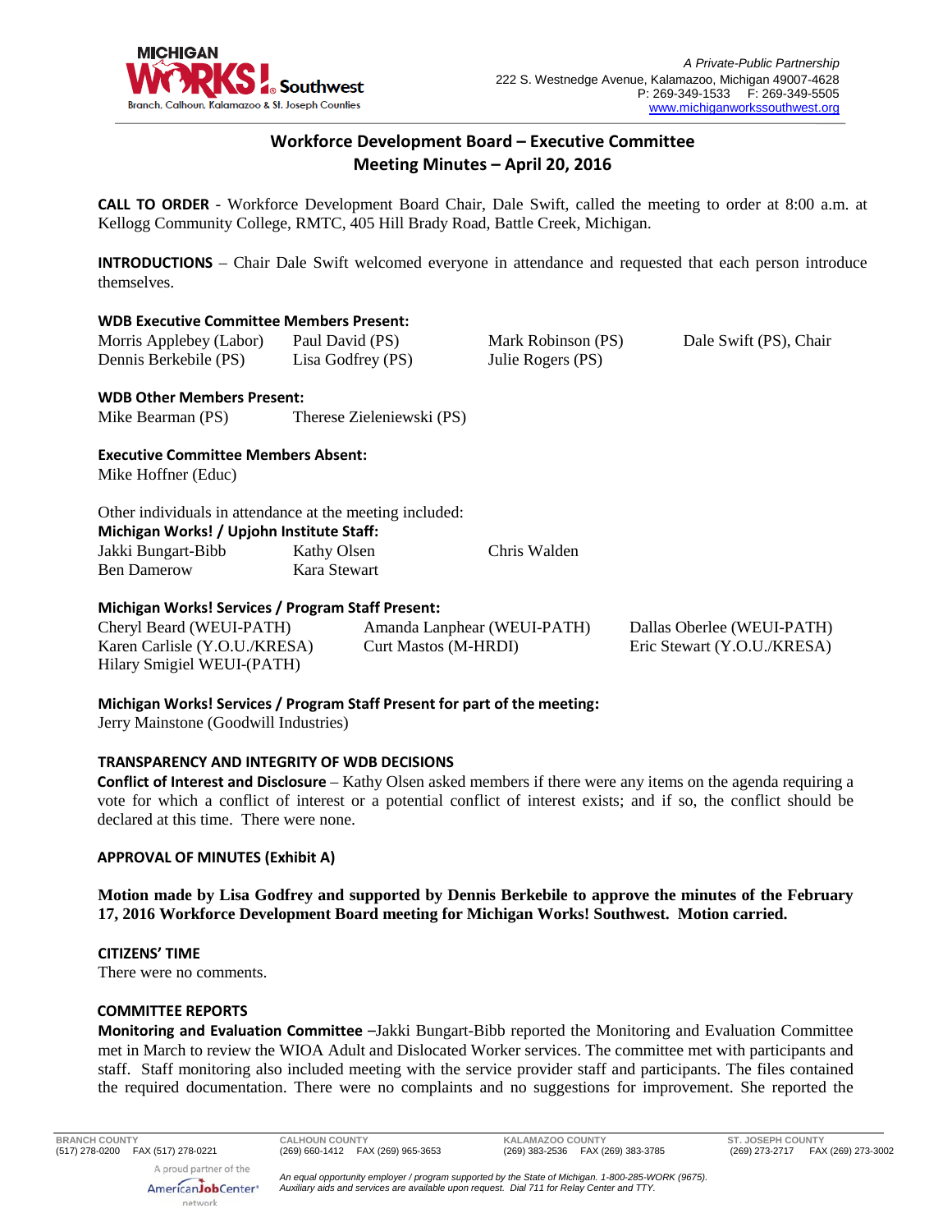A Private-Public Partnership
222 S. Westnedge Avenue, Kalamazoo, Michigan 49007-4628
P: 269-349-1533 F: 269-349-5505
www.michiganworkssouthwest.org

# Workforce Development Board – Executive Committee
## Meeting Minutes – April 20, 2016

**CALL TO ORDER** - Workforce Development Board Chair, Dale Swift, called the meeting to order at 8:00 a.m. at Kellogg Community College, RMTC, 405 Hill Brady Road, Battle Creek, Michigan.

**INTRODUCTIONS** – Chair Dale Swift welcomed everyone in attendance and requested that each person introduce themselves.

**WDB Executive Committee Members Present:**

Morris Applebey (Labor)
Dennis Berkebile (PS)
Paul David (PS)
Lisa Godfrey (PS)
Mark Robinson (PS)
Julie Rogers (PS)
Dale Swift (PS), Chair

**WDB Other Members Present:**

Mike Bearman (PS)
Therese Zieleniewski (PS)

**Executive Committee Members Absent:**

Mike Hoffner (Educ)

Other individuals in attendance at the meeting included:

**Michigan Works! / Upjohn Institute Staff:**

Jakki Bungart-Bibb
Ben Damerow
Kathy Olsen
Kara Stewart
Chris Walden

**Michigan Works! Services / Program Staff Present:**

Cheryl Beard (WEUI-PATH)
Karen Carlisle (Y.O.U./KRESA)
Hilary Smigiel WEUI-(PATH)
Amanda Lanphear (WEUI-PATH)
Curt Mastos (M-HRDI)
Dallas Oberlee (WEUI-PATH)
Eric Stewart (Y.O.U./KRESA)

**Michigan Works! Services / Program Staff Present for part of the meeting:**

Jerry Mainstone (Goodwill Industries)

**TRANSPARENCY AND INTEGRITY OF WDB DECISIONS**

**Conflict of Interest and Disclosure** – Kathy Olsen asked members if there were any items on the agenda requiring a vote for which a conflict of interest or a potential conflict of interest exists; and if so, the conflict should be declared at this time. There were none.

**APPROVAL OF MINUTES (Exhibit A)**

**Motion made by Lisa Godfrey and supported by Dennis Berkebile to approve the minutes of the February 17, 2016 Workforce Development Board meeting for Michigan Works! Southwest. Motion carried.**

**CITIZENS' TIME**

There were no comments.

**COMMITTEE REPORTS**

**Monitoring and Evaluation Committee** –Jakki Bungart-Bibb reported the Monitoring and Evaluation Committee met in March to review the WIOA Adult and Dislocated Worker services. The committee met with participants and staff. Staff monitoring also included meeting with the service provider staff and participants. The files contained the required documentation. There were no complaints and no suggestions for improvement. She reported the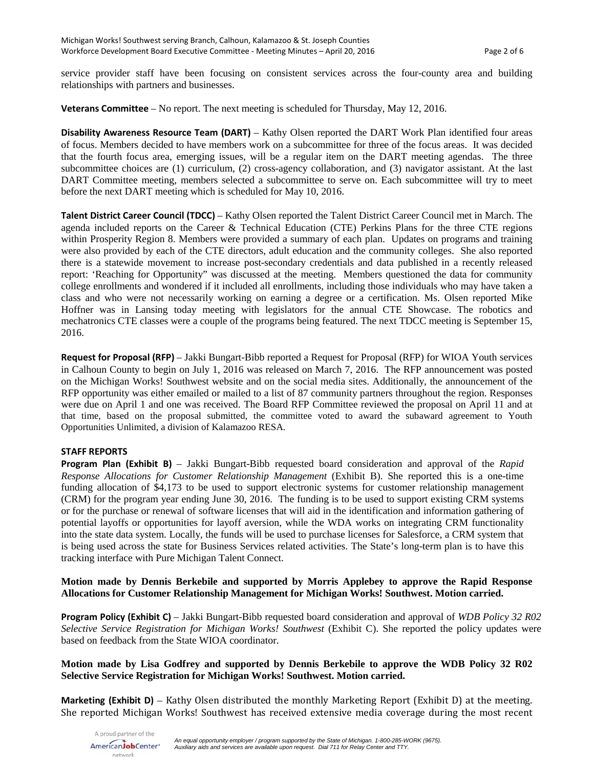service provider staff have been focusing on consistent services across the four-county area and building relationships with partners and businesses.

**Veterans Committee** – No report. The next meeting is scheduled for Thursday, May 12, 2016.

**Disability Awareness Resource Team (DART)** – Kathy Olsen reported the DART Work Plan identified four areas of focus. Members decided to have members work on a subcommittee for three of the focus areas. It was decided that the fourth focus area, emerging issues, will be a regular item on the DART meeting agendas. The three subcommittee choices are (1) curriculum, (2) cross-agency collaboration, and (3) navigator assistant. At the last DART Committee meeting, members selected a subcommittee to serve on. Each subcommittee will try to meet before the next DART meeting which is scheduled for May 10, 2016.

**Talent District Career Council (TDCC)** – Kathy Olsen reported the Talent District Career Council met in March. The agenda included reports on the Career & Technical Education (CTE) Perkins Plans for the three CTE regions within Prosperity Region 8. Members were provided a summary of each plan. Updates on programs and training were also provided by each of the CTE directors, adult education and the community colleges. She also reported there is a statewide movement to increase post-secondary credentials and data published in a recently released report: 'Reaching for Opportunity" was discussed at the meeting. Members questioned the data for community college enrollments and wondered if it included all enrollments, including those individuals who may have taken a class and who were not necessarily working on earning a degree or a certification. Ms. Olsen reported Mike Hoffner was in Lansing today meeting with legislators for the annual CTE Showcase. The robotics and mechatronics CTE classes were a couple of the programs being featured. The next TDCC meeting is September 15, 2016.

**Request for Proposal (RFP)** – Jakki Bungart-Bibb reported a Request for Proposal (RFP) for WIOA Youth services in Calhoun County to begin on July 1, 2016 was released on March 7, 2016. The RFP announcement was posted on the Michigan Works! Southwest website and on the social media sites. Additionally, the announcement of the RFP opportunity was either emailed or mailed to a list of 87 community partners throughout the region. Responses were due on April 1 and one was received. The Board RFP Committee reviewed the proposal on April 11 and at that time, based on the proposal submitted, the committee voted to award the subaward agreement to Youth Opportunities Unlimited, a division of Kalamazoo RESA.

## STAFF REPORTS

**Program Plan (Exhibit B)** – Jakki Bungart-Bibb requested board consideration and approval of the *Rapid Response Allocations for Customer Relationship Management* (Exhibit B). She reported this is a one-time funding allocation of $4,173 to be used to support electronic systems for customer relationship management (CRM) for the program year ending June 30, 2016. The funding is to be used to support existing CRM systems or for the purchase or renewal of software licenses that will aid in the identification and information gathering of potential layoffs or opportunities for layoff aversion, while the WDA works on integrating CRM functionality into the state data system. Locally, the funds will be used to purchase licenses for Salesforce, a CRM system that is being used across the state for Business Services related activities. The State's long-term plan is to have this tracking interface with Pure Michigan Talent Connect.

**Motion made by Dennis Berkebile and supported by Morris Applebey to approve the Rapid Response Allocations for Customer Relationship Management for Michigan Works! Southwest. Motion carried.**

**Program Policy (Exhibit C)** – Jakki Bungart-Bibb requested board consideration and approval of *WDB Policy 32 R02 Selective Service Registration for Michigan Works! Southwest* (Exhibit C). She reported the policy updates were based on feedback from the State WIOA coordinator.

**Motion made by Lisa Godfrey and supported by Dennis Berkebile to approve the WDB Policy 32 R02 Selective Service Registration for Michigan Works! Southwest. Motion carried.**

**Marketing (Exhibit D)** – Kathy Olsen distributed the monthly Marketing Report (Exhibit D) at the meeting. She reported Michigan Works! Southwest has received extensive media coverage during the most recent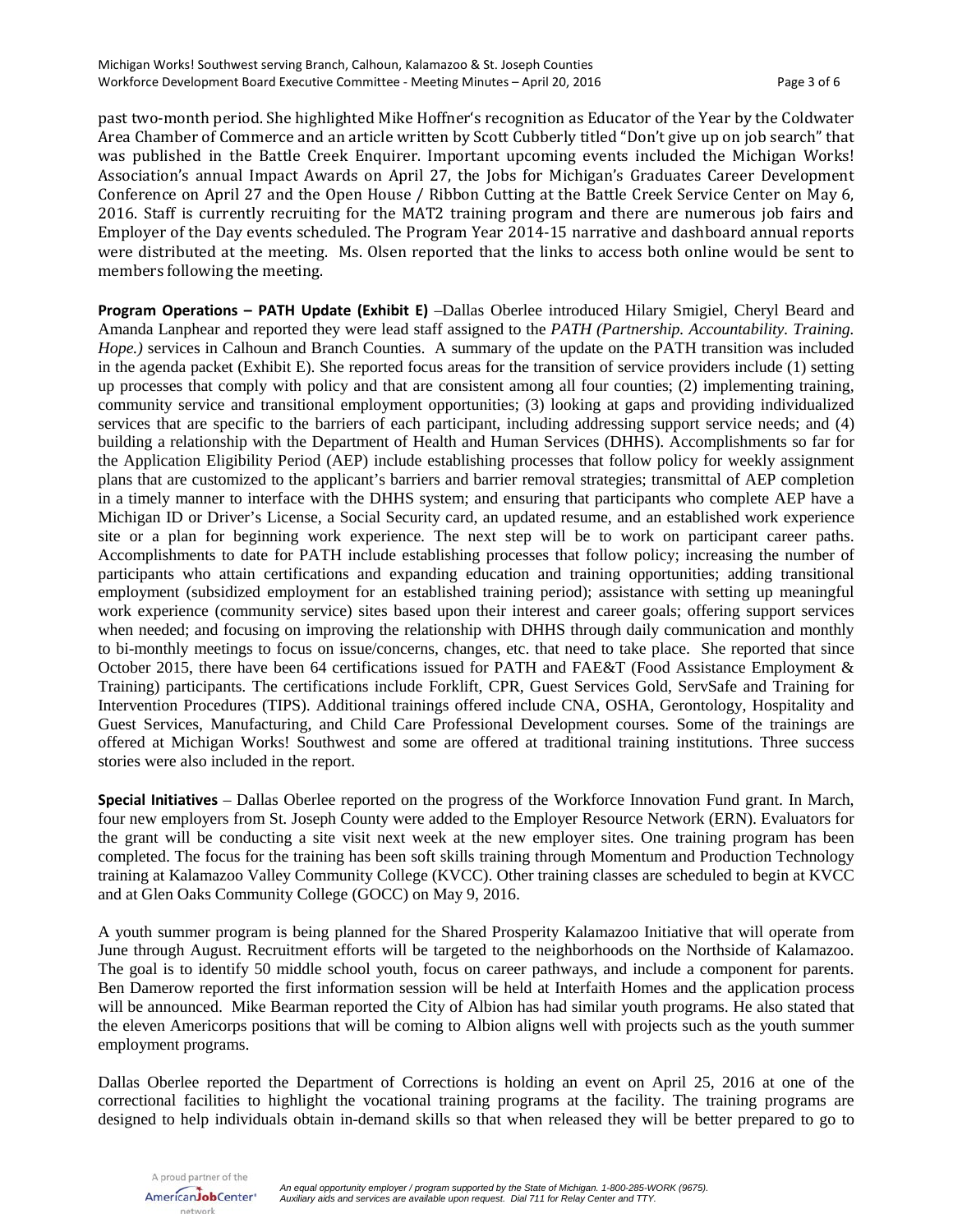past two-month period. She highlighted Mike Hoffner's recognition as Educator of the Year by the Coldwater Area Chamber of Commerce and an article written by Scott Cubberly titled "Don't give up on job search" that was published in the Battle Creek Enquirer. Important upcoming events included the Michigan Works! Association's annual Impact Awards on April 27, the Jobs for Michigan's Graduates Career Development Conference on April 27 and the Open House / Ribbon Cutting at the Battle Creek Service Center on May 6, 2016. Staff is currently recruiting for the MAT2 training program and there are numerous job fairs and Employer of the Day events scheduled. The Program Year 2014-15 narrative and dashboard annual reports were distributed at the meeting. Ms. Olsen reported that the links to access both online would be sent to members following the meeting.

**Program Operations – PATH Update (Exhibit E)** –Dallas Oberlee introduced Hilary Smigiel, Cheryl Beard and Amanda Lanphear and reported they were lead staff assigned to the *PATH (Partnership. Accountability. Training. Hope.)* services in Calhoun and Branch Counties. A summary of the update on the PATH transition was included in the agenda packet (Exhibit E). She reported focus areas for the transition of service providers include (1) setting up processes that comply with policy and that are consistent among all four counties; (2) implementing training, community service and transitional employment opportunities; (3) looking at gaps and providing individualized services that are specific to the barriers of each participant, including addressing support service needs; and (4) building a relationship with the Department of Health and Human Services (DHHS). Accomplishments so far for the Application Eligibility Period (AEP) include establishing processes that follow policy for weekly assignment plans that are customized to the applicant's barriers and barrier removal strategies; transmittal of AEP completion in a timely manner to interface with the DHHS system; and ensuring that participants who complete AEP have a Michigan ID or Driver's License, a Social Security card, an updated resume, and an established work experience site or a plan for beginning work experience. The next step will be to work on participant career paths. Accomplishments to date for PATH include establishing processes that follow policy; increasing the number of participants who attain certifications and expanding education and training opportunities; adding transitional employment (subsidized employment for an established training period); assistance with setting up meaningful work experience (community service) sites based upon their interest and career goals; offering support services when needed; and focusing on improving the relationship with DHHS through daily communication and monthly to bi-monthly meetings to focus on issue/concerns, changes, etc. that need to take place. She reported that since October 2015, there have been 64 certifications issued for PATH and FAE&T (Food Assistance Employment & Training) participants. The certifications include Forklift, CPR, Guest Services Gold, ServSafe and Training for Intervention Procedures (TIPS). Additional trainings offered include CNA, OSHA, Gerontology, Hospitality and Guest Services, Manufacturing, and Child Care Professional Development courses. Some of the trainings are offered at Michigan Works! Southwest and some are offered at traditional training institutions. Three success stories were also included in the report.

**Special Initiatives** – Dallas Oberlee reported on the progress of the Workforce Innovation Fund grant. In March, four new employers from St. Joseph County were added to the Employer Resource Network (ERN). Evaluators for the grant will be conducting a site visit next week at the new employer sites. One training program has been completed. The focus for the training has been soft skills training through Momentum and Production Technology training at Kalamazoo Valley Community College (KVCC). Other training classes are scheduled to begin at KVCC and at Glen Oaks Community College (GOCC) on May 9, 2016.

A youth summer program is being planned for the Shared Prosperity Kalamazoo Initiative that will operate from June through August. Recruitment efforts will be targeted to the neighborhoods on the Northside of Kalamazoo. The goal is to identify 50 middle school youth, focus on career pathways, and include a component for parents. Ben Damerow reported the first information session will be held at Interfaith Homes and the application process will be announced. Mike Bearman reported the City of Albion has had similar youth programs. He also stated that the eleven Americorps positions that will be coming to Albion aligns well with projects such as the youth summer employment programs.

Dallas Oberlee reported the Department of Corrections is holding an event on April 25, 2016 at one of the correctional facilities to highlight the vocational training programs at the facility. The training programs are designed to help individuals obtain in-demand skills so that when released they will be better prepared to go to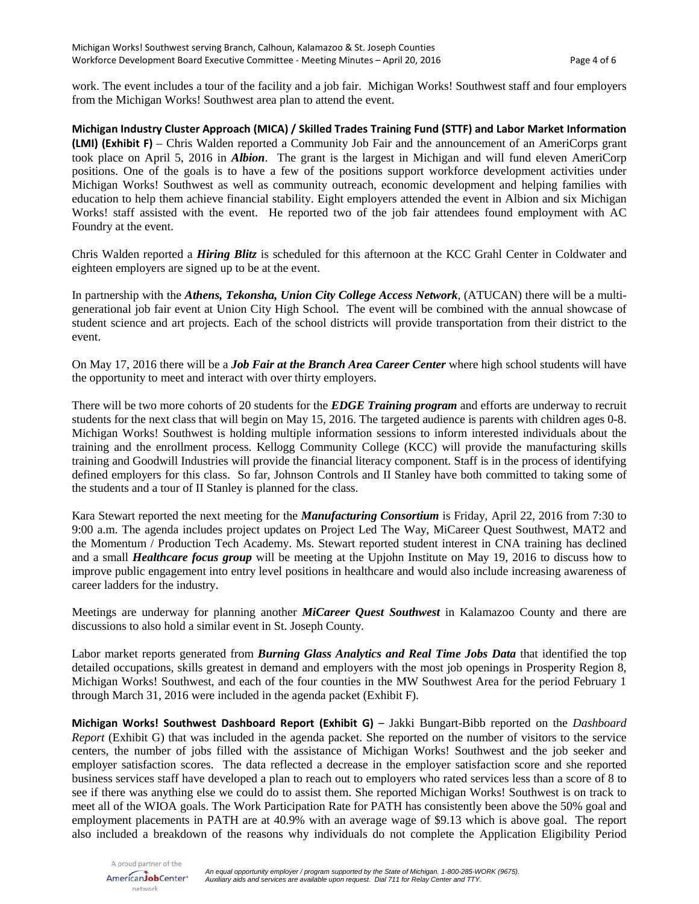work. The event includes a tour of the facility and a job fair. Michigan Works! Southwest staff and four employers from the Michigan Works! Southwest area plan to attend the event.

**Michigan Industry Cluster Approach (MICA) / Skilled Trades Training Fund (STTF) and Labor Market Information (LMI) (Exhibit F)** – Chris Walden reported a Community Job Fair and the announcement of an AmeriCorps grant took place on April 5, 2016 in ***Albion***. The grant is the largest in Michigan and will fund eleven AmeriCorp positions. One of the goals is to have a few of the positions support workforce development activities under Michigan Works! Southwest as well as community outreach, economic development and helping families with education to help them achieve financial stability. Eight employers attended the event in Albion and six Michigan Works! staff assisted with the event. He reported two of the job fair attendees found employment with AC Foundry at the event.

Chris Walden reported a ***Hiring Blitz*** is scheduled for this afternoon at the KCC Grahl Center in Coldwater and eighteen employers are signed up to be at the event.

In partnership with the ***Athens, Tekonsha, Union City College Access Network***, (ATUCAN) there will be a multi-generational job fair event at Union City High School. The event will be combined with the annual showcase of student science and art projects. Each of the school districts will provide transportation from their district to the event.

On May 17, 2016 there will be a ***Job Fair at the Branch Area Career Center*** where high school students will have the opportunity to meet and interact with over thirty employers.

There will be two more cohorts of 20 students for the ***EDGE Training program*** and efforts are underway to recruit students for the next class that will begin on May 15, 2016. The targeted audience is parents with children ages 0-8. Michigan Works! Southwest is holding multiple information sessions to inform interested individuals about the training and the enrollment process. Kellogg Community College (KCC) will provide the manufacturing skills training and Goodwill Industries will provide the financial literacy component. Staff is in the process of identifying defined employers for this class. So far, Johnson Controls and II Stanley have both committed to taking some of the students and a tour of II Stanley is planned for the class.

Kara Stewart reported the next meeting for the ***Manufacturing Consortium*** is Friday, April 22, 2016 from 7:30 to 9:00 a.m. The agenda includes project updates on Project Led The Way, MiCareer Quest Southwest, MAT2 and the Momentum / Production Tech Academy. Ms. Stewart reported student interest in CNA training has declined and a small ***Healthcare focus group*** will be meeting at the Upjohn Institute on May 19, 2016 to discuss how to improve public engagement into entry level positions in healthcare and would also include increasing awareness of career ladders for the industry.

Meetings are underway for planning another ***MiCareer Quest Southwest*** in Kalamazoo County and there are discussions to also hold a similar event in St. Joseph County.

Labor market reports generated from ***Burning Glass Analytics and Real Time Jobs Data*** that identified the top detailed occupations, skills greatest in demand and employers with the most job openings in Prosperity Region 8, Michigan Works! Southwest, and each of the four counties in the MW Southwest Area for the period February 1 through March 31, 2016 were included in the agenda packet (Exhibit F).

**Michigan Works! Southwest Dashboard Report (Exhibit G)** – Jakki Bungart-Bibb reported on the *Dashboard Report* (Exhibit G) that was included in the agenda packet. She reported on the number of visitors to the service centers, the number of jobs filled with the assistance of Michigan Works! Southwest and the job seeker and employer satisfaction scores. The data reflected a decrease in the employer satisfaction score and she reported business services staff have developed a plan to reach out to employers who rated services less than a score of 8 to see if there was anything else we could do to assist them. She reported Michigan Works! Southwest is on track to meet all of the WIOA goals. The Work Participation Rate for PATH has consistently been above the 50% goal and employment placements in PATH are at 40.9% with an average wage of $9.13 which is above goal. The report also included a breakdown of the reasons why individuals do not complete the Application Eligibility Period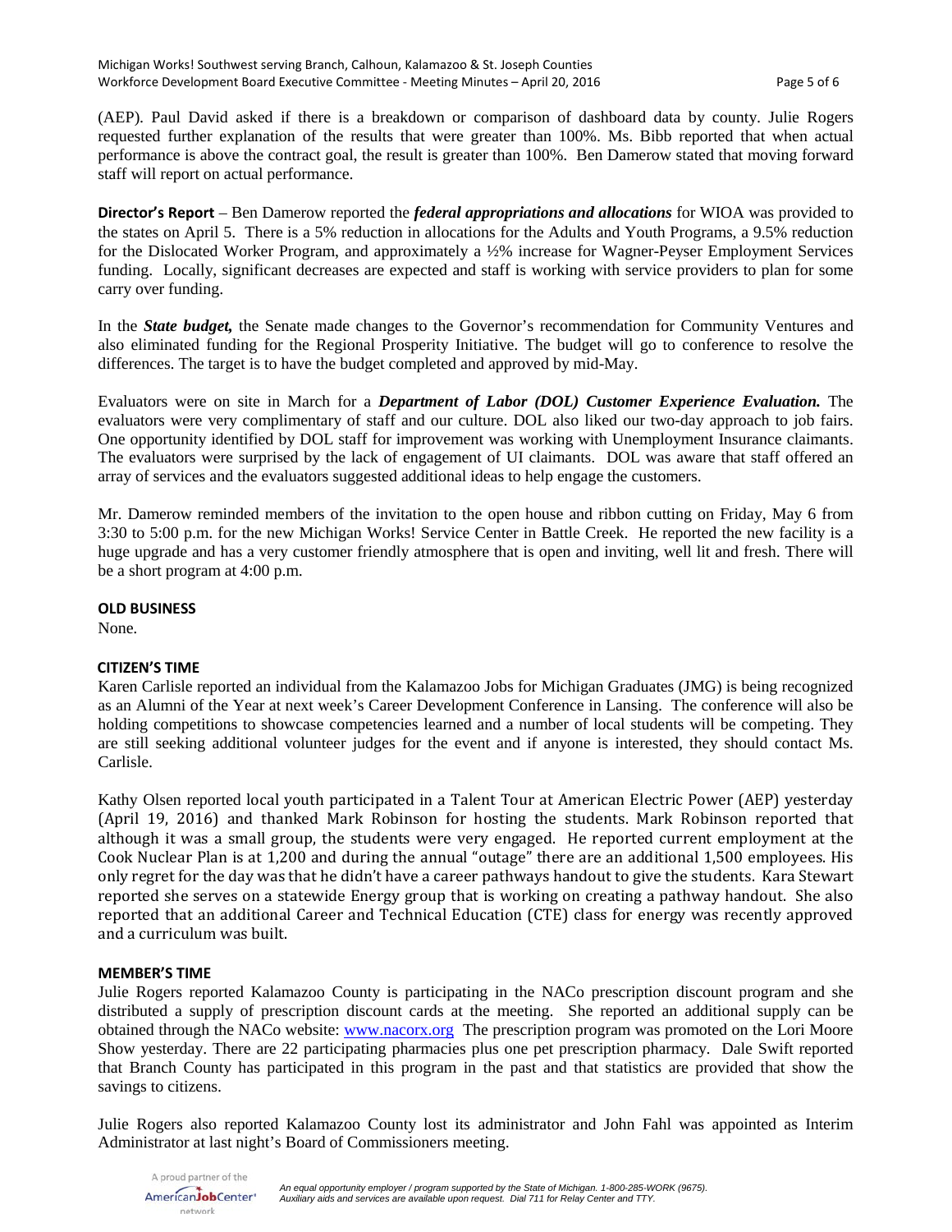(AEP). Paul David asked if there is a breakdown or comparison of dashboard data by county. Julie Rogers requested further explanation of the results that were greater than 100%. Ms. Bibb reported that when actual performance is above the contract goal, the result is greater than 100%. Ben Damerow stated that moving forward staff will report on actual performance.

**Director's Report** – Ben Damerow reported the ***federal appropriations and allocations*** for WIOA was provided to the states on April 5. There is a 5% reduction in allocations for the Adults and Youth Programs, a 9.5% reduction for the Dislocated Worker Program, and approximately a ½% increase for Wagner-Peyser Employment Services funding. Locally, significant decreases are expected and staff is working with service providers to plan for some carry over funding.

In the ***State budget,*** the Senate made changes to the Governor's recommendation for Community Ventures and also eliminated funding for the Regional Prosperity Initiative. The budget will go to conference to resolve the differences. The target is to have the budget completed and approved by mid-May.

Evaluators were on site in March for a ***Department of Labor (DOL) Customer Experience Evaluation.*** The evaluators were very complimentary of staff and our culture. DOL also liked our two-day approach to job fairs. One opportunity identified by DOL staff for improvement was working with Unemployment Insurance claimants. The evaluators were surprised by the lack of engagement of UI claimants. DOL was aware that staff offered an array of services and the evaluators suggested additional ideas to help engage the customers.

Mr. Damerow reminded members of the invitation to the open house and ribbon cutting on Friday, May 6 from 3:30 to 5:00 p.m. for the new Michigan Works! Service Center in Battle Creek. He reported the new facility is a huge upgrade and has a very customer friendly atmosphere that is open and inviting, well lit and fresh. There will be a short program at 4:00 p.m.

**OLD BUSINESS**

None.

**CITIZEN'S TIME**

Karen Carlisle reported an individual from the Kalamazoo Jobs for Michigan Graduates (JMG) is being recognized as an Alumni of the Year at next week's Career Development Conference in Lansing. The conference will also be holding competitions to showcase competencies learned and a number of local students will be competing. They are still seeking additional volunteer judges for the event and if anyone is interested, they should contact Ms. Carlisle.

Kathy Olsen reported local youth participated in a Talent Tour at American Electric Power (AEP) yesterday (April 19, 2016) and thanked Mark Robinson for hosting the students. Mark Robinson reported that although it was a small group, the students were very engaged. He reported current employment at the Cook Nuclear Plan is at 1,200 and during the annual "outage" there are an additional 1,500 employees. His only regret for the day was that he didn't have a career pathways handout to give the students. Kara Stewart reported she serves on a statewide Energy group that is working on creating a pathway handout. She also reported that an additional Career and Technical Education (CTE) class for energy was recently approved and a curriculum was built.

**MEMBER'S TIME**

Julie Rogers reported Kalamazoo County is participating in the NACo prescription discount program and she distributed a supply of prescription discount cards at the meeting. She reported an additional supply can be obtained through the NACo website: www.nacorx.org The prescription program was promoted on the Lori Moore Show yesterday. There are 22 participating pharmacies plus one pet prescription pharmacy. Dale Swift reported that Branch County has participated in this program in the past and that statistics are provided that show the savings to citizens.

Julie Rogers also reported Kalamazoo County lost its administrator and John Fahl was appointed as Interim Administrator at last night's Board of Commissioners meeting.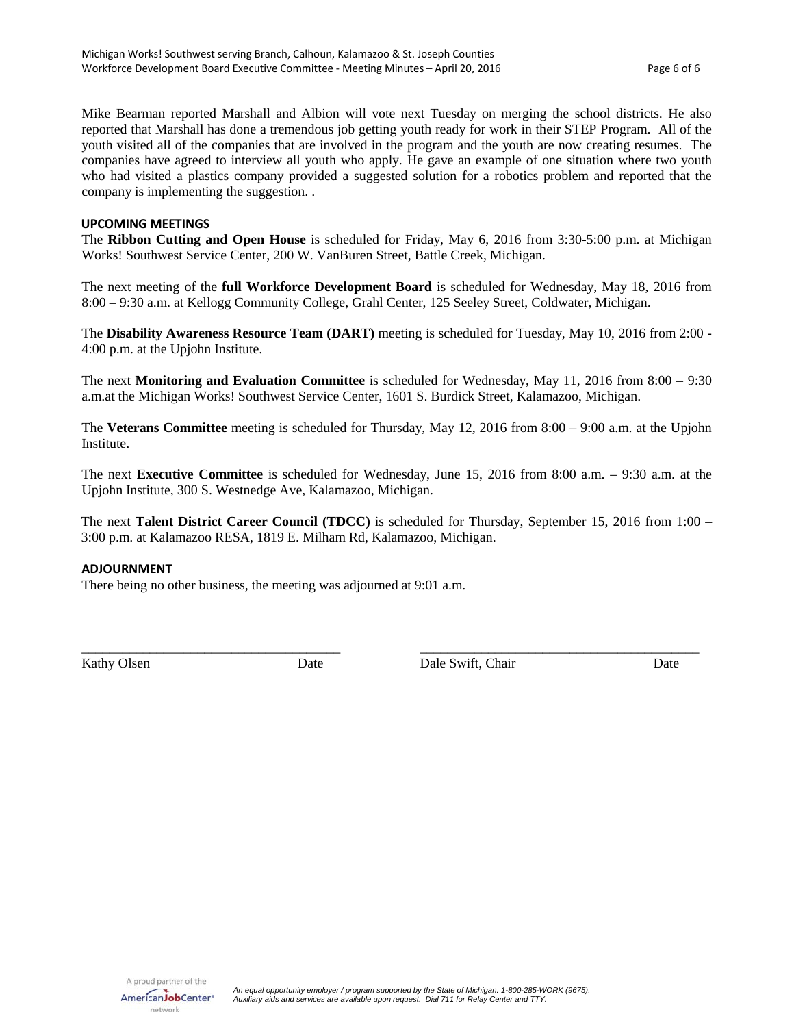Mike Bearman reported Marshall and Albion will vote next Tuesday on merging the school districts. He also reported that Marshall has done a tremendous job getting youth ready for work in their STEP Program. All of the youth visited all of the companies that are involved in the program and the youth are now creating resumes. The companies have agreed to interview all youth who apply. He gave an example of one situation where two youth who had visited a plastics company provided a suggested solution for a robotics problem and reported that the company is implementing the suggestion. .

## UPCOMING MEETINGS

The **Ribbon Cutting and Open House** is scheduled for Friday, May 6, 2016 from 3:30-5:00 p.m. at Michigan Works! Southwest Service Center, 200 W. VanBuren Street, Battle Creek, Michigan.

The next meeting of the **full Workforce Development Board** is scheduled for Wednesday, May 18, 2016 from 8:00 – 9:30 a.m. at Kellogg Community College, Grahl Center, 125 Seeley Street, Coldwater, Michigan.

The **Disability Awareness Resource Team (DART)** meeting is scheduled for Tuesday, May 10, 2016 from 2:00 - 4:00 p.m. at the Upjohn Institute.

The next **Monitoring and Evaluation Committee** is scheduled for Wednesday, May 11, 2016 from 8:00 – 9:30 a.m.at the Michigan Works! Southwest Service Center, 1601 S. Burdick Street, Kalamazoo, Michigan.

The **Veterans Committee** meeting is scheduled for Thursday, May 12, 2016 from 8:00 – 9:00 a.m. at the Upjohn Institute.

The next **Executive Committee** is scheduled for Wednesday, June 15, 2016 from 8:00 a.m. – 9:30 a.m. at the Upjohn Institute, 300 S. Westnedge Ave, Kalamazoo, Michigan.

The next **Talent District Career Council (TDCC)** is scheduled for Thursday, September 15, 2016 from 1:00 – 3:00 p.m. at Kalamazoo RESA, 1819 E. Milham Rd, Kalamazoo, Michigan.

## ADJOURNMENT

There being no other business, the meeting was adjourned at 9:01 a.m.

_______________________________________ _______________________________________

Kathy Olsen Date Dale Swift, Chair Date

*An equal opportunity employer / program supported by the State of Michigan. 1-800-285-WORK (9675). Auxiliary aids and services are available upon request. Dial 711 for Relay Center and TTY.*